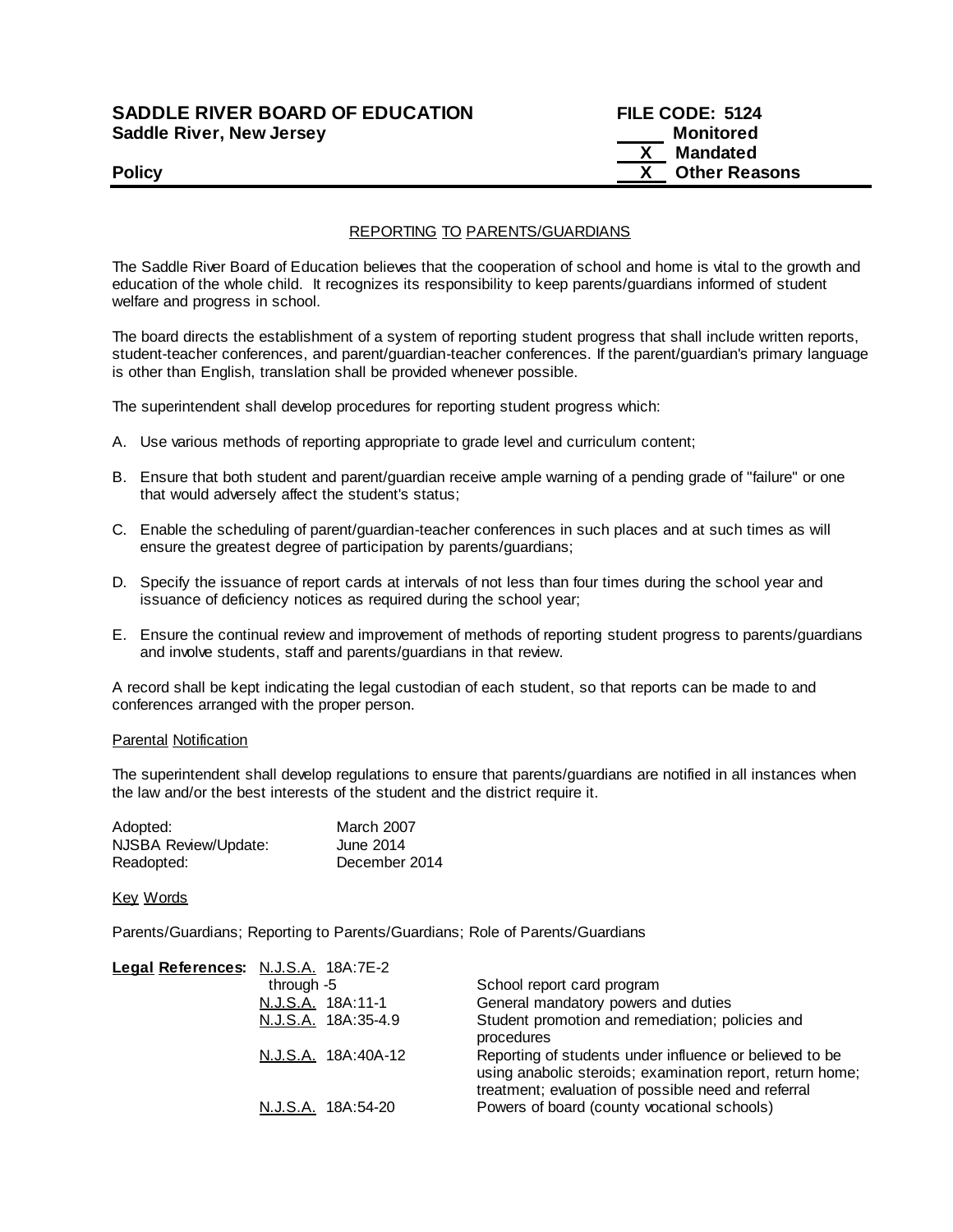**SADDLE RIVER BOARD OF EDUCATION**
**Saddle River, New Jersey**

**Policy**

**FILE CODE: 5124**
**\_\_\_\_ Monitored**
**\_X\_ Mandated**
**\_X\_ Other Reasons**

## REPORTING TO PARENTS/GUARDIANS

The Saddle River Board of Education believes that the cooperation of school and home is vital to the growth and education of the whole child. It recognizes its responsibility to keep parents/guardians informed of student welfare and progress in school.

The board directs the establishment of a system of reporting student progress that shall include written reports, student-teacher conferences, and parent/guardian-teacher conferences. If the parent/guardian's primary language is other than English, translation shall be provided whenever possible.

The superintendent shall develop procedures for reporting student progress which:

A. Use various methods of reporting appropriate to grade level and curriculum content;

B. Ensure that both student and parent/guardian receive ample warning of a pending grade of "failure" or one that would adversely affect the student's status;

C. Enable the scheduling of parent/guardian-teacher conferences in such places and at such times as will ensure the greatest degree of participation by parents/guardians;

D. Specify the issuance of report cards at intervals of not less than four times during the school year and issuance of deficiency notices as required during the school year;

E. Ensure the continual review and improvement of methods of reporting student progress to parents/guardians and involve students, staff and parents/guardians in that review.

A record shall be kept indicating the legal custodian of each student, so that reports can be made to and conferences arranged with the proper person.

### Parental Notification

The superintendent shall develop regulations to ensure that parents/guardians are notified in all instances when the law and/or the best interests of the student and the district require it.

| | |
|---|---|
| Adopted: | March 2007 |
| NJSBA Review/Update: | June 2014 |
| Readopted: | December 2014 |

### Key Words

Parents/Guardians; Reporting to Parents/Guardians; Role of Parents/Guardians

| **Legal References:** | | |
|---|---|---|
| | N.J.S.A. 18A:7E-2 through -5 | School report card program |
| | N.J.S.A. 18A:11-1 | General mandatory powers and duties |
| | N.J.S.A. 18A:35-4.9 | Student promotion and remediation; policies and procedures |
| | N.J.S.A. 18A:40A-12 | Reporting of students under influence or believed to be using anabolic steroids; examination report, return home; treatment; evaluation of possible need and referral |
| | N.J.S.A. 18A:54-20 | Powers of board (county vocational schools) |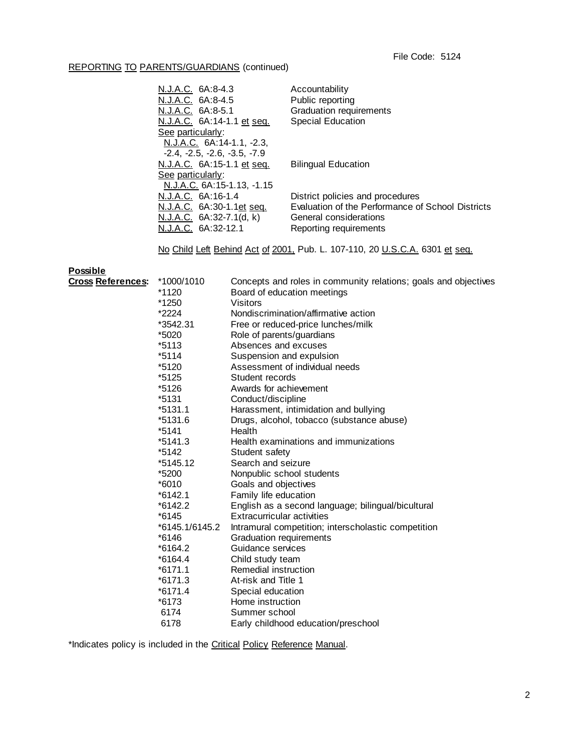REPORTING TO PARENTS/GUARDIANS (continued)

| | |
|---|---|
| N.J.A.C. 6A:8-4.3 | Accountability |
| N.J.A.C. 6A:8-4.5 | Public reporting |
| N.J.A.C. 6A:8-5.1 | Graduation requirements |
| N.J.A.C. 6A:14-1.1 et seq. | Special Education |
| See particularly: N.J.A.C. 6A:14-1.1, -2.3, -2.4, -2.5, -2.6, -3.5, -7.9 | |
| N.J.A.C. 6A:15-1.1 et seq. | Bilingual Education |
| See particularly: N.J.A.C. 6A:15-1.13, -1.15 | |
| N.J.A.C. 6A:16-1.4 | District policies and procedures |
| N.J.A.C. 6A:30-1.1et seq. | Evaluation of the Performance of School Districts |
| N.J.A.C. 6A:32-7.1(d, k) | General considerations |
| N.J.A.C. 6A:32-12.1 | Reporting requirements |

No Child Left Behind Act of 2001, Pub. L. 107-110, 20 U.S.C.A. 6301 et seq.

**Possible Cross References:**

| | |
|---|---|
| *1000/1010 | Concepts and roles in community relations; goals and objectives |
| *1120 | Board of education meetings |
| *1250 | Visitors |
| *2224 | Nondiscrimination/affirmative action |
| *3542.31 | Free or reduced-price lunches/milk |
| *5020 | Role of parents/guardians |
| *5113 | Absences and excuses |
| *5114 | Suspension and expulsion |
| *5120 | Assessment of individual needs |
| *5125 | Student records |
| *5126 | Awards for achievement |
| *5131 | Conduct/discipline |
| *5131.1 | Harassment, intimidation and bullying |
| *5131.6 | Drugs, alcohol, tobacco (substance abuse) |
| *5141 | Health |
| *5141.3 | Health examinations and immunizations |
| *5142 | Student safety |
| *5145.12 | Search and seizure |
| *5200 | Nonpublic school students |
| *6010 | Goals and objectives |
| *6142.1 | Family life education |
| *6142.2 | English as a second language; bilingual/bicultural |
| *6145 | Extracurricular activities |
| *6145.1/6145.2 | Intramural competition; interscholastic competition |
| *6146 | Graduation requirements |
| *6164.2 | Guidance services |
| *6164.4 | Child study team |
| *6171.1 | Remedial instruction |
| *6171.3 | At-risk and Title 1 |
| *6171.4 | Special education |
| *6173 | Home instruction |
| 6174 | Summer school |
| 6178 | Early childhood education/preschool |

*Indicates policy is included in the Critical Policy Reference Manual.